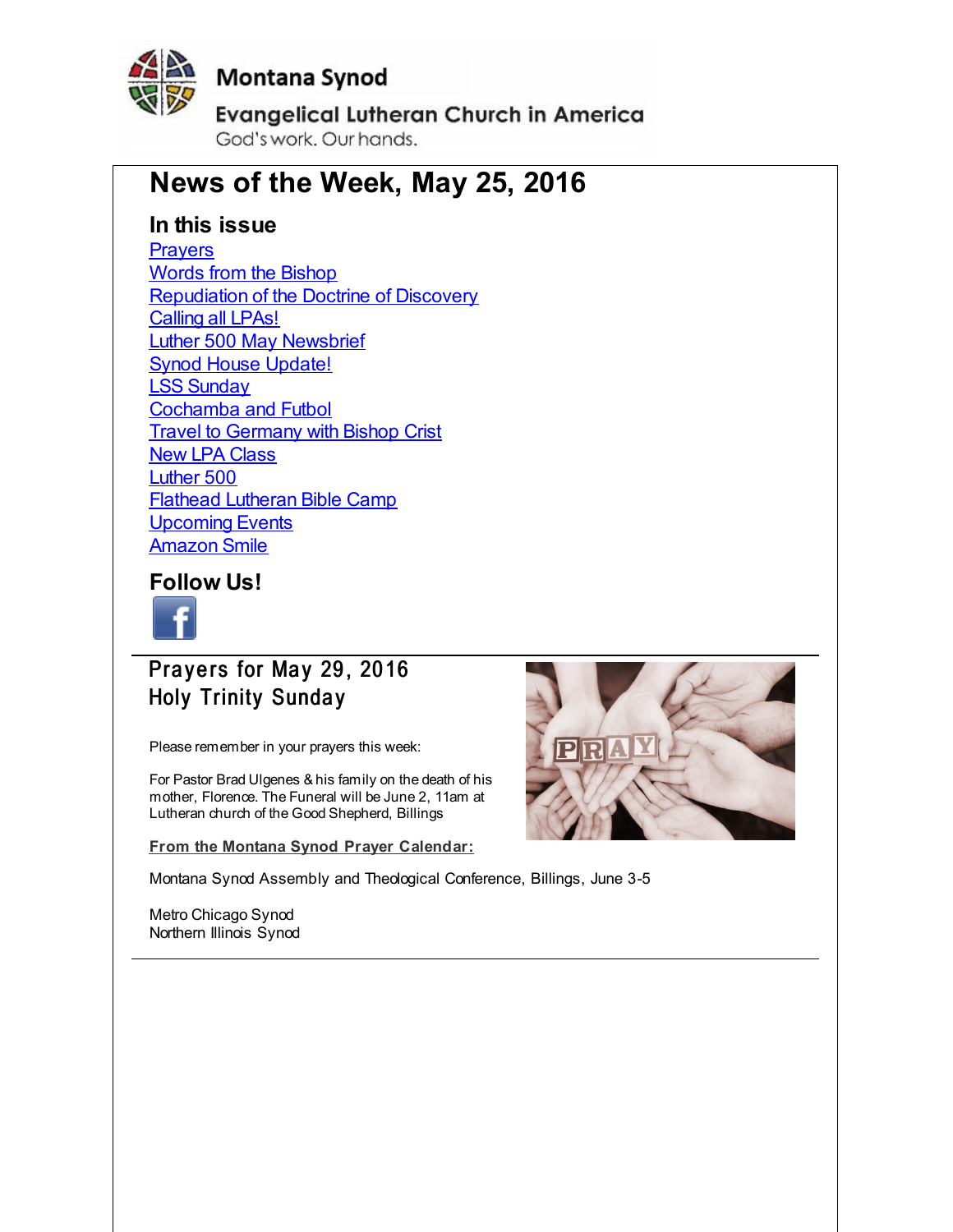Montana Synod

Evangelical Lutheran Church in America

God's work. Our hands.

# News of the Week, May 25, 2016

## In this issue

- Prayers
- Words from the Bishop
- Repudiation of the Doctrine of Discovery
- Calling all LPAs!
- Luther 500 May Newsbrief
- Synod House Update!
- LSS Sunday
- Cochamba and Futbol
- Travel to Germany with Bishop Crist
- New LPA Class
- Luther 500
- Flathead Lutheran Bible Camp
- Upcoming Events
- Amazon Smile

## Follow Us!

## Prayers for May 29, 2016
## Holy Trinity Sunday

Please remember in your prayers this week:

For Pastor Brad Ulgenes & his family on the death of his mother, Florence. The Funeral will be June 2, 11am at Lutheran church of the Good Shepherd, Billings

**From the Montana Synod Prayer Calendar:**

Montana Synod Assembly and Theological Conference, Billings, June 3-5

Metro Chicago Synod
Northern Illinois Synod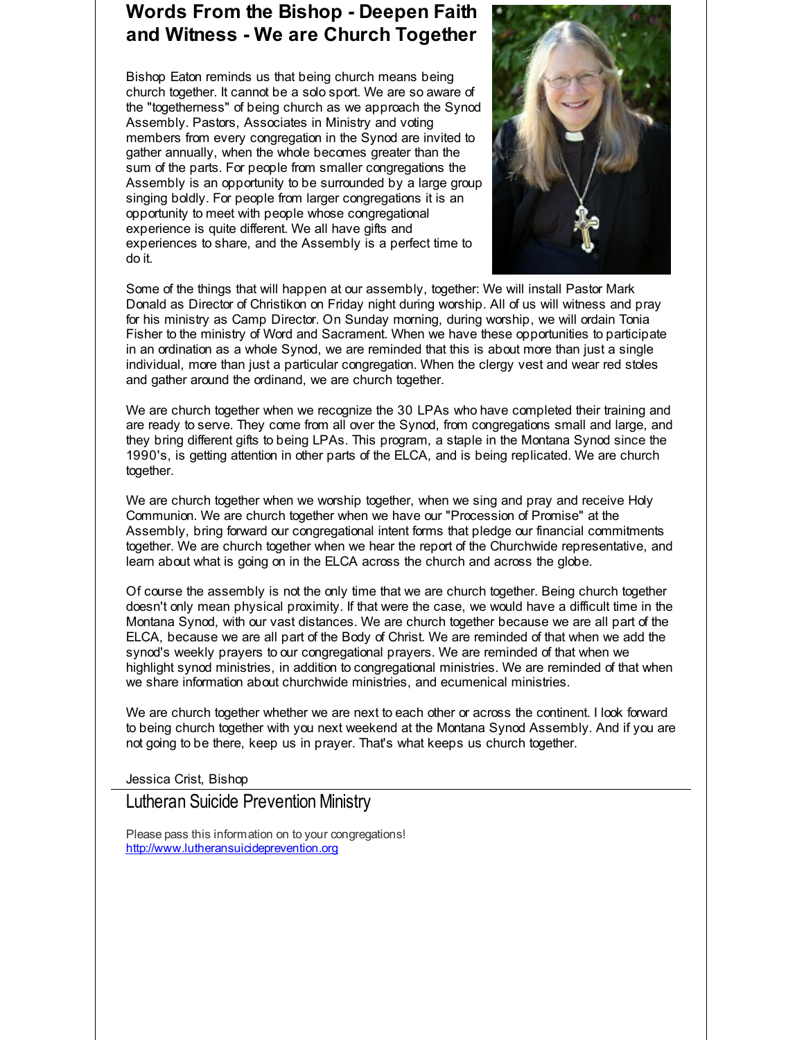## Words From the Bishop - Deepen Faith and Witness - We are Church Together

Bishop Eaton reminds us that being church means being church together. It cannot be a solo sport. We are so aware of the "togetherness" of being church as we approach the Synod Assembly. Pastors, Associates in Ministry and voting members from every congregation in the Synod are invited to gather annually, when the whole becomes greater than the sum of the parts. For people from smaller congregations the Assembly is an opportunity to be surrounded by a large group singing boldly. For people from larger congregations it is an opportunity to meet with people whose congregational experience is quite different. We all have gifts and experiences to share, and the Assembly is a perfect time to do it.

Some of the things that will happen at our assembly, together: We will install Pastor Mark Donald as Director of Christikon on Friday night during worship. All of us will witness and pray for his ministry as Camp Director. On Sunday morning, during worship, we will ordain Tonia Fisher to the ministry of Word and Sacrament. When we have these opportunities to participate in an ordination as a whole Synod, we are reminded that this is about more than just a single individual, more than just a particular congregation. When the clergy vest and wear red stoles and gather around the ordinand, we are church together.

We are church together when we recognize the 30 LPAs who have completed their training and are ready to serve. They come from all over the Synod, from congregations small and large, and they bring different gifts to being LPAs. This program, a staple in the Montana Synod since the 1990's, is getting attention in other parts of the ELCA, and is being replicated. We are church together.

We are church together when we worship together, when we sing and pray and receive Holy Communion. We are church together when we have our "Procession of Promise" at the Assembly, bring forward our congregational intent forms that pledge our financial commitments together. We are church together when we hear the report of the Churchwide representative, and learn about what is going on in the ELCA across the church and across the globe.

Of course the assembly is not the only time that we are church together. Being church together doesn't only mean physical proximity. If that were the case, we would have a difficult time in the Montana Synod, with our vast distances. We are church together because we are all part of the ELCA, because we are all part of the Body of Christ. We are reminded of that when we add the synod's weekly prayers to our congregational prayers. We are reminded of that when we highlight synod ministries, in addition to congregational ministries. We are reminded of that when we share information about churchwide ministries, and ecumenical ministries.

We are church together whether we are next to each other or across the continent. I look forward to being church together with you next weekend at the Montana Synod Assembly. And if you are not going to be there, keep us in prayer. That's what keeps us church together.

Jessica Crist, Bishop

---

## Lutheran Suicide Prevention Ministry

Please pass this information on to your congregations!
http://www.lutheransuicideprevention.org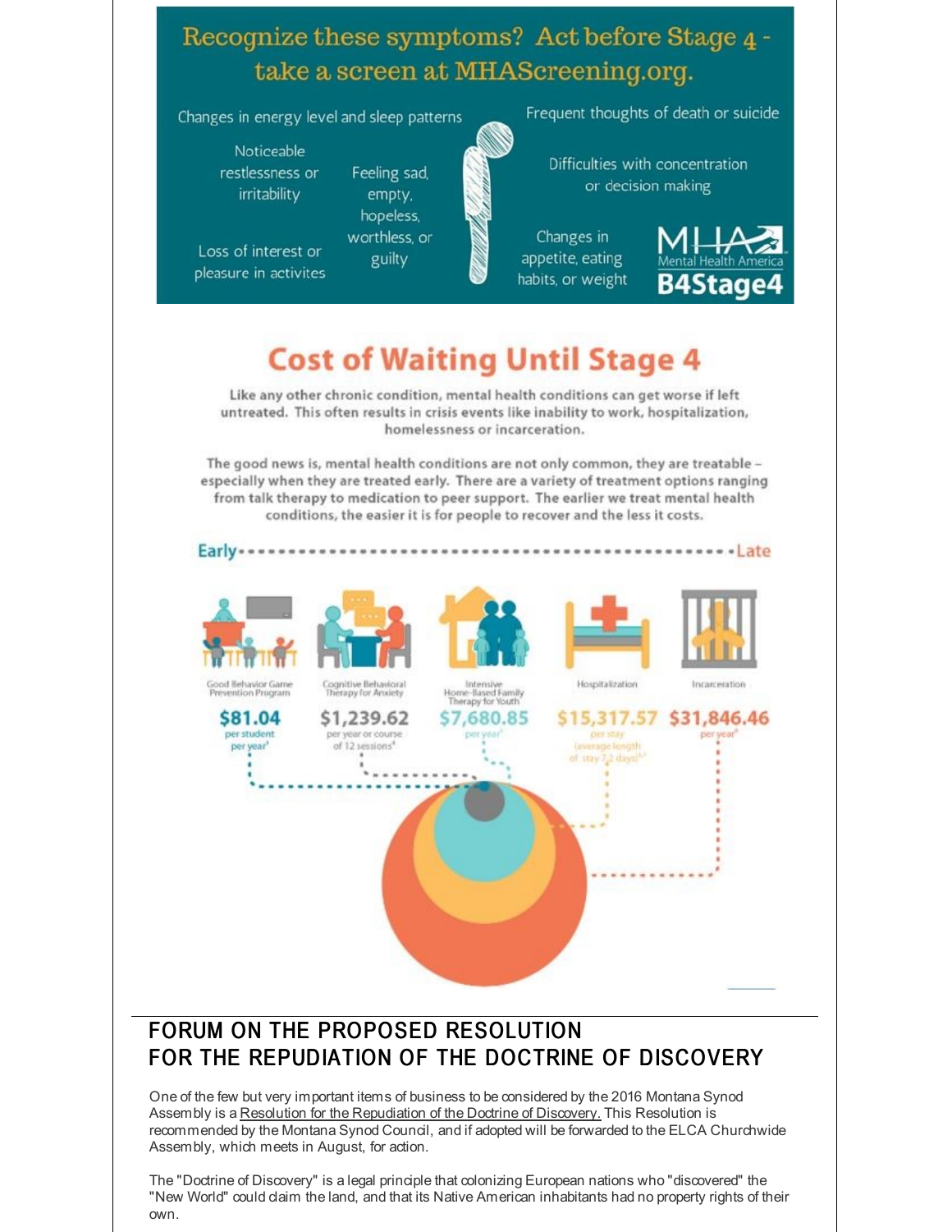## Recognize these symptoms? Act before Stage 4 - take a screen at MHAScreening.org.

- Changes in energy level and sleep patterns
- Noticeable restlessness or irritability
- Feeling sad, empty, hopeless, worthless, or guilty
- Loss of interest or pleasure in activites
- Frequent thoughts of death or suicide
- Difficulties with concentration or decision making
- Changes in appetite, eating habits, or weight

MHA Mental Health America B4Stage4

## Cost of Waiting Until Stage 4

Like any other chronic condition, mental health conditions can get worse if left untreated. This often results in crisis events like inability to work, hospitalization, homelessness or incarceration.

The good news is, mental health conditions are not only common, they are treatable – especially when they are treated early. There are a variety of treatment options ranging from talk therapy to medication to peer support. The earlier we treat mental health conditions, the easier it is for people to recover and the less it costs.

Early ........................................ Late

| Good Behavior Game Prevention Program | Cognitive Behavioral Therapy for Anxiety | Intensive Home-Based Family Therapy for Youth | Hospitalization | Incarceration |
|---|---|---|---|---|
| $81.04 per student per year[1] | $1,239.62 per year or course of 12 sessions[2] | $7,680.85 per year[3] | $15,317.57 per stay (average length of stay 7.2 days)[4,5] | $31,846.46 per year[6] |

## FORUM ON THE PROPOSED RESOLUTION FOR THE REPUDIATION OF THE DOCTRINE OF DISCOVERY

One of the few but very important items of business to be considered by the 2016 Montana Synod Assembly is a Resolution for the Repudiation of the Doctrine of Discovery. This Resolution is recommended by the Montana Synod Council, and if adopted will be forwarded to the ELCA Churchwide Assembly, which meets in August, for action.

The "Doctrine of Discovery" is a legal principle that colonizing European nations who "discovered" the "New World" could claim the land, and that its Native American inhabitants had no property rights of their own.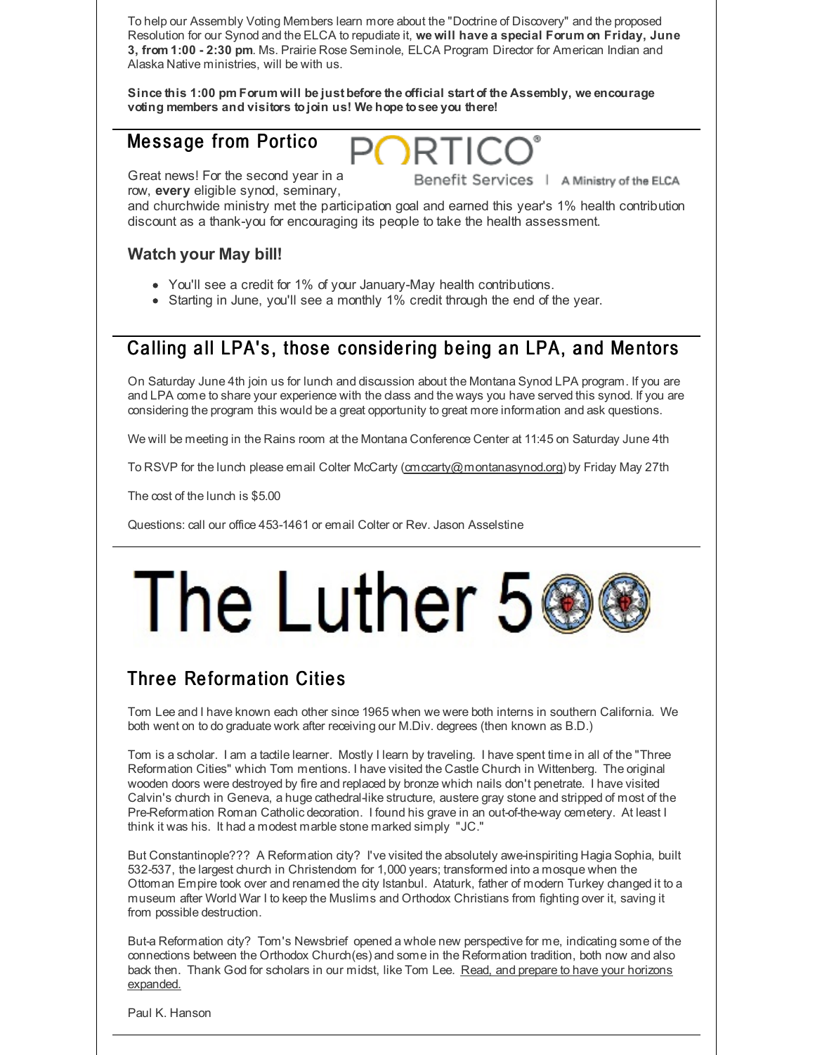To help our Assembly Voting Members learn more about the "Doctrine of Discovery" and the proposed Resolution for our Synod and the ELCA to repudiate it, **we will have a special Forum on Friday, June 3, from 1:00 - 2:30 pm**. Ms. Prairie Rose Seminole, ELCA Program Director for American Indian and Alaska Native ministries, will be with us.

**Since this 1:00 pm Forum will be just before the official start of the Assembly, we encourage voting members and visitors to join us! We hope to see you there!**

## Message from Portico

PORTICO® Benefit Services | A Ministry of the ELCA

Great news! For the second year in a row, **every** eligible synod, seminary, and churchwide ministry met the participation goal and earned this year's 1% health contribution discount as a thank-you for encouraging its people to take the health assessment.

### Watch your May bill!

- You'll see a credit for 1% of your January-May health contributions.
- Starting in June, you'll see a monthly 1% credit through the end of the year.

## Calling all LPA's, those considering being an LPA, and Mentors

On Saturday June 4th join us for lunch and discussion about the Montana Synod LPA program. If you are and LPA come to share your experience with the class and the ways you have served this synod. If you are considering the program this would be a great opportunity to great more information and ask questions.

We will be meeting in the Rains room at the Montana Conference Center at 11:45 on Saturday June 4th

To RSVP for the lunch please email Colter McCarty (cmccarty@montanasynod.org) by Friday May 27th

The cost of the lunch is $5.00

Questions: call our office 453-1461 or email Colter or Rev. Jason Asselstine

# The Luther 500

## Three Reformation Cities

Tom Lee and I have known each other since 1965 when we were both interns in southern California. We both went on to do graduate work after receiving our M.Div. degrees (then known as B.D.)

Tom is a scholar. I am a tactile learner. Mostly I learn by traveling. I have spent time in all of the "Three Reformation Cities" which Tom mentions. I have visited the Castle Church in Wittenberg. The original wooden doors were destroyed by fire and replaced by bronze which nails don't penetrate. I have visited Calvin's church in Geneva, a huge cathedral-like structure, austere gray stone and stripped of most of the Pre-Reformation Roman Catholic decoration. I found his grave in an out-of-the-way cemetery. At least I think it was his. It had a modest marble stone marked simply "JC."

But Constantinople??? A Reformation city? I've visited the absolutely awe-inspiring Hagia Sophia, built 532-537, the largest church in Christendom for 1,000 years; transformed into a mosque when the Ottoman Empire took over and renamed the city Istanbul. Ataturk, father of modern Turkey changed it to a museum after World War I to keep the Muslims and Orthodox Christians from fighting over it, saving it from possible destruction.

But-a Reformation city? Tom's Newsbrief opened a whole new perspective for me, indicating some of the connections between the Orthodox Church(es) and some in the Reformation tradition, both now and also back then. Thank God for scholars in our midst, like Tom Lee. Read, and prepare to have your horizons expanded.

Paul K. Hanson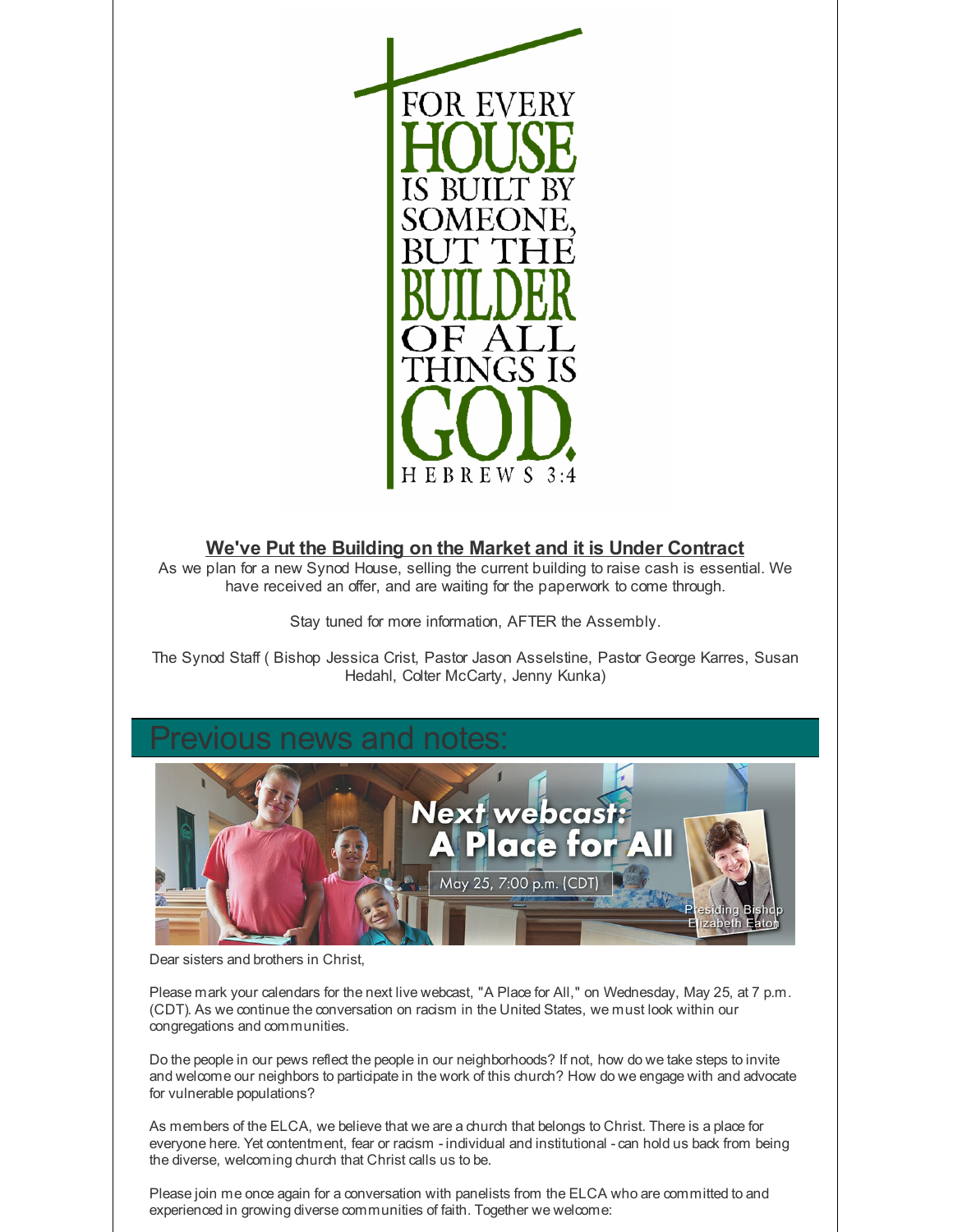FOR EVERY HOUSE IS BUILT BY SOMEONE, BUT THE BUILDER OF ALL THINGS IS GOD.

HEBREWS 3:4

**We've Put the Building on the Market and it is Under Contract**

As we plan for a new Synod House, selling the current building to raise cash is essential. We have received an offer, and are waiting for the paperwork to come through.

Stay tuned for more information, AFTER the Assembly.

The Synod Staff ( Bishop Jessica Crist, Pastor Jason Asselstine, Pastor George Karres, Susan Hedahl, Colter McCarty, Jenny Kunka)

## Previous news and notes:

Next webcast: A Place for All

May 25, 7:00 p.m. (CDT)

Presiding Bishop Elizabeth Eaton

Dear sisters and brothers in Christ,

Please mark your calendars for the next live webcast, "A Place for All," on Wednesday, May 25, at 7 p.m. (CDT). As we continue the conversation on racism in the United States, we must look within our congregations and communities.

Do the people in our pews reflect the people in our neighborhoods? If not, how do we take steps to invite and welcome our neighbors to participate in the work of this church? How do we engage with and advocate for vulnerable populations?

As members of the ELCA, we believe that we are a church that belongs to Christ. There is a place for everyone here. Yet contentment, fear or racism - individual and institutional - can hold us back from being the diverse, welcoming church that Christ calls us to be.

Please join me once again for a conversation with panelists from the ELCA who are committed to and experienced in growing diverse communities of faith. Together we welcome: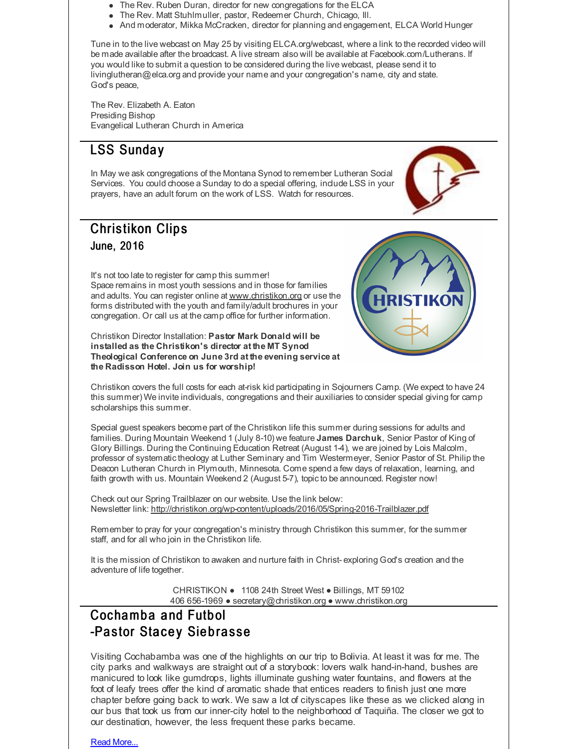- The Rev. Ruben Duran, director for new congregations for the ELCA
- The Rev. Matt Stuhlmuller, pastor, Redeemer Church, Chicago, Ill.
- And moderator, Mikka McCracken, director for planning and engagement, ELCA World Hunger

Tune in to the live webcast on May 25 by visiting ELCA.org/webcast, where a link to the recorded video will be made available after the broadcast. A live stream also will be available at Facebook.com/Lutherans. If you would like to submit a question to be considered during the live webcast, please send it to livinglutheran@elca.org and provide your name and your congregation's name, city and state.
God's peace,

The Rev. Elizabeth A. Eaton
Presiding Bishop
Evangelical Lutheran Church in America

## LSS Sunday

In May we ask congregations of the Montana Synod to remember Lutheran Social Services. You could choose a Sunday to do a special offering, include LSS in your prayers, have an adult forum on the work of LSS. Watch for resources.

## Christikon Clips

### June, 2016

It's not too late to register for camp this summer!
Space remains in most youth sessions and in those for families and adults. You can register online at www.christikon.org or use the forms distributed with the youth and family/adult brochures in your congregation. Or call us at the camp office for further information.

Christikon Director Installation: **Pastor Mark Donald will be installed as the Christikon's director at the MT Synod Theological Conference on June 3rd at the evening service at the Radisson Hotel. Join us for worship!**

Christikon covers the full costs for each at-risk kid participating in Sojourners Camp. (We expect to have 24 this summer) We invite individuals, congregations and their auxiliaries to consider special giving for camp scholarships this summer.

Special guest speakers become part of the Christikon life this summer during sessions for adults and families. During Mountain Weekend 1 (July 8-10) we feature **James Darchuk**, Senior Pastor of King of Glory Billings. During the Continuing Education Retreat (August 1-4), we are joined by Lois Malcolm, professor of systematic theology at Luther Seminary and Tim Westermeyer, Senior Pastor of St. Philip the Deacon Lutheran Church in Plymouth, Minnesota. Come spend a few days of relaxation, learning, and faith growth with us. Mountain Weekend 2 (August 5-7), topic to be announced. Register now!

Check out our Spring Trailblazer on our website. Use the link below:
Newsletter link: http://christikon.org/wp-content/uploads/2016/05/Spring-2016-Trailblazer.pdf

Remember to pray for your congregation's ministry through Christikon this summer, for the summer staff, and for all who join in the Christikon life.

It is the mission of Christikon to awaken and nurture faith in Christ- exploring God's creation and the adventure of life together.

CHRISTIKON ● 1108 24th Street West ● Billings, MT 59102
406 656-1969 ● secretary@christikon.org ● www.christikon.org

## Cochamba and Futbol -Pastor Stacey Siebrasse

Visiting Cochababamba was one of the highlights on our trip to Bolivia. At least it was for me. The city parks and walkways are straight out of a storybook: lovers walk hand-in-hand, bushes are manicured to look like gumdrops, lights illuminate gushing water fountains, and flowers at the foot of leafy trees offer the kind of aromatic shade that entices readers to finish just one more chapter before going back to work. We saw a lot of cityscapes like these as we clicked along in our bus that took us from our inner-city hotel to the neighborhood of Taquiña. The closer we got to our destination, however, the less frequent these parks became.

Read More...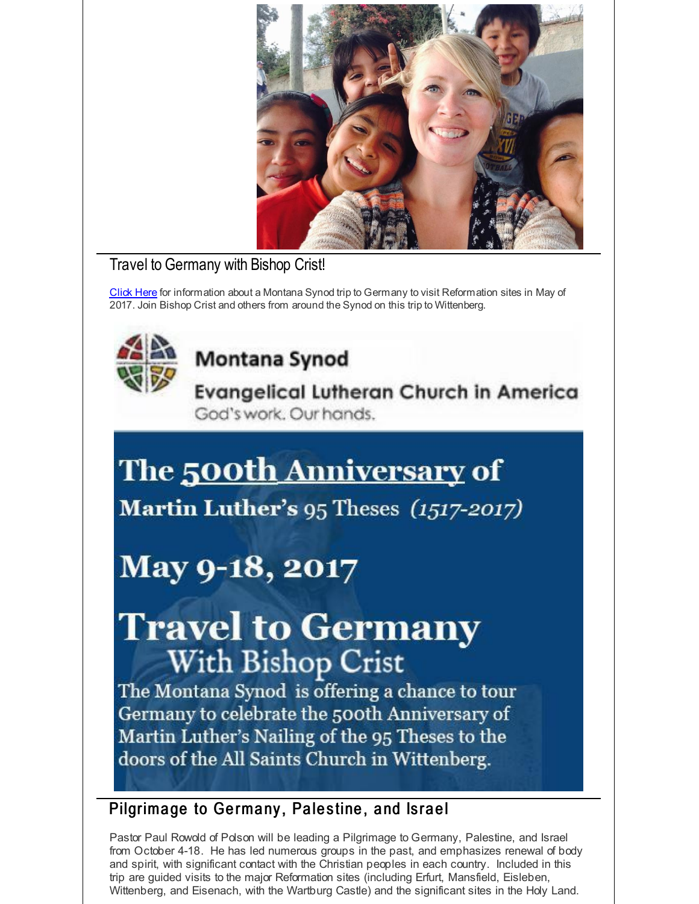## Travel to Germany with Bishop Crist!

[Click Here](#) for information about a Montana Synod trip to Germany to visit Reformation sites in May of 2017. Join Bishop Crist and others from around the Synod on this trip to Wittenberg.

Montana Synod

Evangelical Lutheran Church in America

God's work. Our hands.

The 500th Anniversary of

Martin Luther's 95 Theses (1517-2017)

May 9-18, 2017

Travel to Germany

With Bishop Crist

The Montana Synod is offering a chance to tour Germany to celebrate the 500th Anniversary of Martin Luther's Nailing of the 95 Theses to the doors of the All Saints Church in Wittenberg.

## Pilgrimage to Germany, Palestine, and Israel

Pastor Paul Rowold of Polson will be leading a Pilgrimage to Germany, Palestine, and Israel from October 4-18. He has led numerous groups in the past, and emphasizes renewal of body and spirit, with significant contact with the Christian peoples in each country. Included in this trip are guided visits to the major Reformation sites (including Erfurt, Mansfield, Eisleben, Wittenberg, and Eisenach, with the Wartburg Castle) and the significant sites in the Holy Land.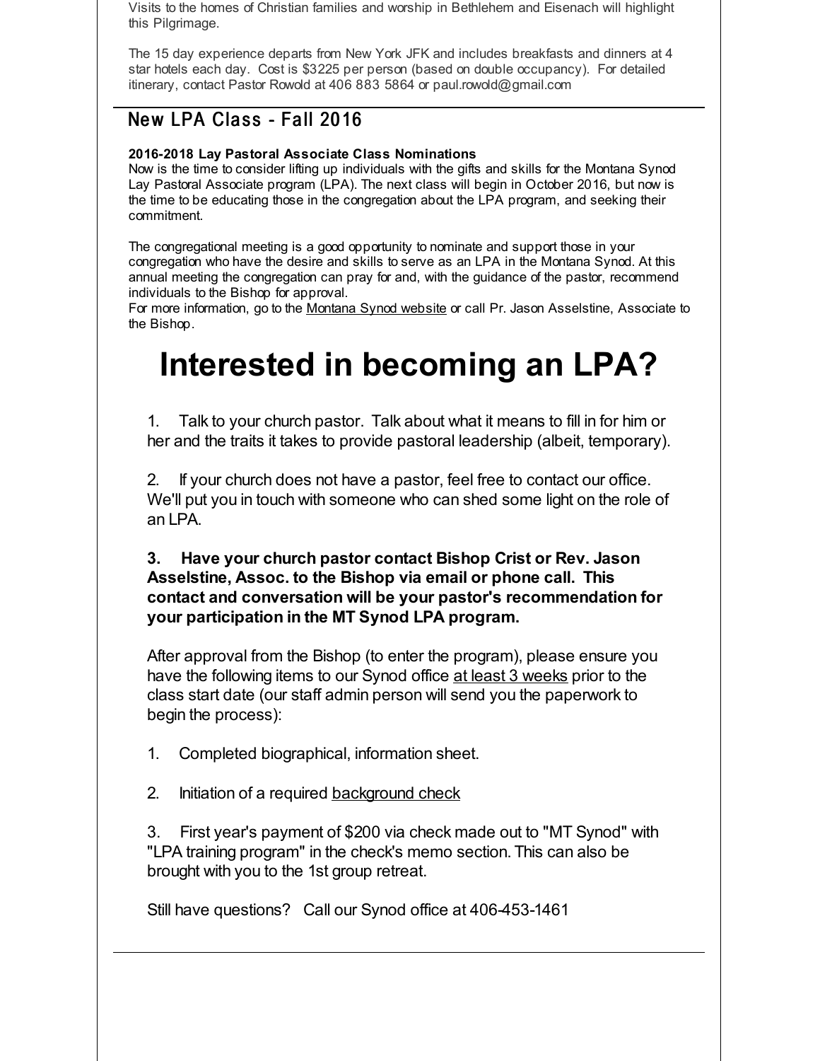Visits to the homes of Christian families and worship in Bethlehem and Eisenach will highlight this Pilgrimage.

The 15 day experience departs from New York JFK and includes breakfasts and dinners at 4 star hotels each day. Cost is $3225 per person (based on double occupancy). For detailed itinerary, contact Pastor Rowold at 406 883 5864 or paul.rowold@gmail.com

## New LPA Class - Fall 2016

**2016-2018 Lay Pastoral Associate Class Nominations**

Now is the time to consider lifting up individuals with the gifts and skills for the Montana Synod Lay Pastoral Associate program (LPA). The next class will begin in October 2016, but now is the time to be educating those in the congregation about the LPA program, and seeking their commitment.

The congregational meeting is a good opportunity to nominate and support those in your congregation who have the desire and skills to serve as an LPA in the Montana Synod. At this annual meeting the congregation can pray for and, with the guidance of the pastor, recommend individuals to the Bishop for approval.

For more information, go to the Montana Synod website or call Pr. Jason Asselstine, Associate to the Bishop.

# Interested in becoming an LPA?

1. Talk to your church pastor. Talk about what it means to fill in for him or her and the traits it takes to provide pastoral leadership (albeit, temporary).

2. If your church does not have a pastor, feel free to contact our office. We'll put you in touch with someone who can shed some light on the role of an LPA.

3. **Have your church pastor contact Bishop Crist or Rev. Jason Asselstine, Assoc. to the Bishop via email or phone call. This contact and conversation will be your pastor's recommendation for your participation in the MT Synod LPA program.**

After approval from the Bishop (to enter the program), please ensure you have the following items to our Synod office at least 3 weeks prior to the class start date (our staff admin person will send you the paperwork to begin the process):

1. Completed biographical, information sheet.

2. Initiation of a required background check

3. First year's payment of $200 via check made out to "MT Synod" with "LPA training program" in the check's memo section. This can also be brought with you to the 1st group retreat.

Still have questions? Call our Synod office at 406-453-1461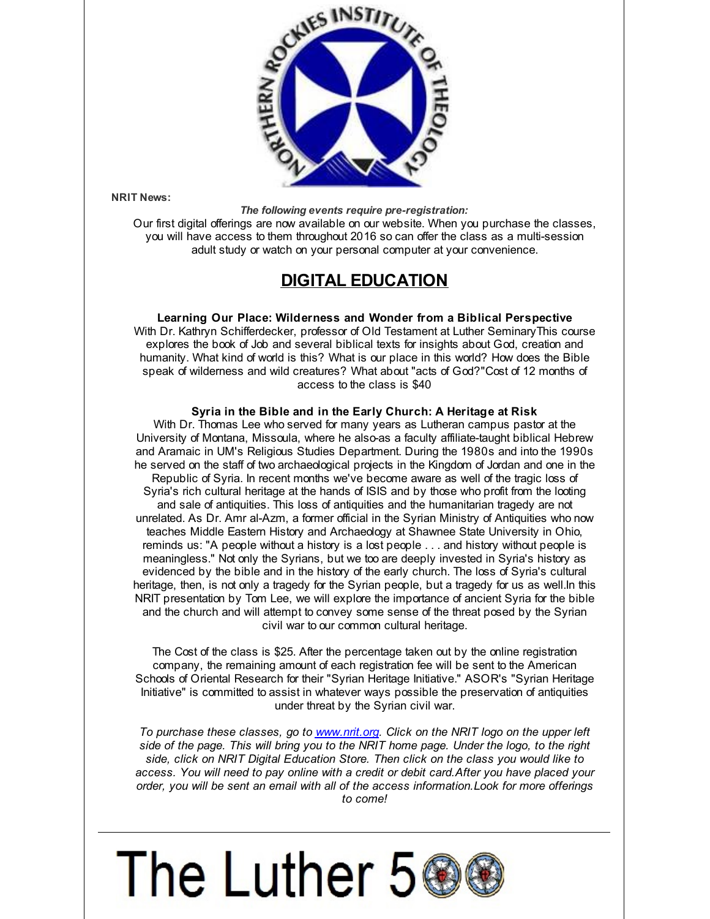**NRIT News:**

***The following events require pre-registration:***

Our first digital offerings are now available on our website. When you purchase the classes, you will have access to them throughout 2016 so can offer the class as a multi-session adult study or watch on your personal computer at your convenience.

## DIGITAL EDUCATION

**Learning Our Place: Wilderness and Wonder from a Biblical Perspective**

With Dr. Kathryn Schifferdecker, professor of Old Testament at Luther SeminaryThis course explores the book of Job and several biblical texts for insights about God, creation and humanity. What kind of world is this? What is our place in this world? How does the Bible speak of wilderness and wild creatures? What about "acts of God?"Cost of 12 months of access to the class is $40

**Syria in the Bible and in the Early Church: A Heritage at Risk**

With Dr. Thomas Lee who served for many years as Lutheran campus pastor at the University of Montana, Missoula, where he also-as a faculty affiliate-taught biblical Hebrew and Aramaic in UM's Religious Studies Department. During the 1980s and into the 1990s he served on the staff of two archaeological projects in the Kingdom of Jordan and one in the Republic of Syria. In recent months we've become aware as well of the tragic loss of Syria's rich cultural heritage at the hands of ISIS and by those who profit from the looting and sale of antiquities. This loss of antiquities and the humanitarian tragedy are not unrelated. As Dr. Amr al-Azm, a former official in the Syrian Ministry of Antiquities who now teaches Middle Eastern History and Archaeology at Shawnee State University in Ohio, reminds us: "A people without a history is a lost people . . . and history without people is meaningless." Not only the Syrians, but we too are deeply invested in Syria's history as evidenced by the bible and in the history of the early church. The loss of Syria's cultural heritage, then, is not only a tragedy for the Syrian people, but a tragedy for us as well.In this NRIT presentation by Tom Lee, we will explore the importance of ancient Syria for the bible and the church and will attempt to convey some sense of the threat posed by the Syrian civil war to our common cultural heritage.

The Cost of the class is $25. After the percentage taken out by the online registration company, the remaining amount of each registration fee will be sent to the American Schools of Oriental Research for their "Syrian Heritage Initiative." ASOR's "Syrian Heritage Initiative" is committed to assist in whatever ways possible the preservation of antiquities under threat by the Syrian civil war.

*To purchase these classes, go to [www.nrit.org](www.nrit.org). Click on the NRIT logo on the upper left side of the page. This will bring you to the NRIT home page. Under the logo, to the right side, click on NRIT Digital Education Store. Then click on the class you would like to access. You will need to pay online with a credit or debit card.After you have placed your order, you will be sent an email with all of the access information.Look for more offerings to come!*

---

# The Luther 500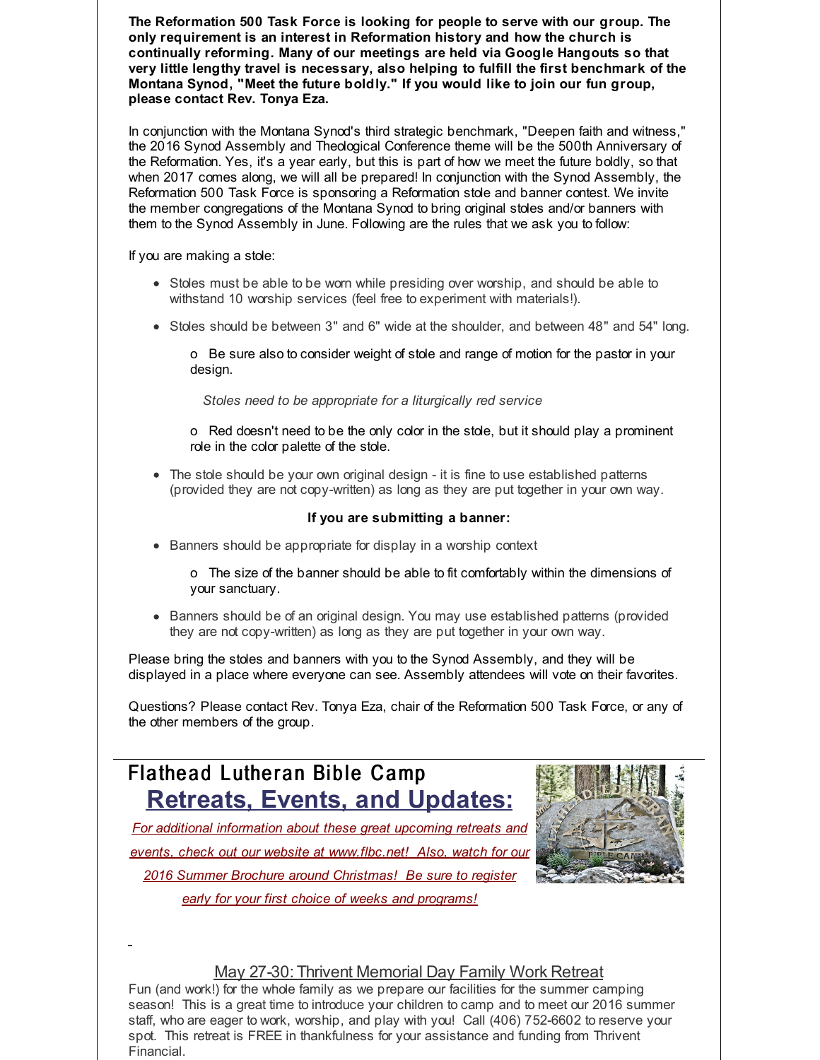**The Reformation 500 Task Force is looking for people to serve with our group. The only requirement is an interest in Reformation history and how the church is continually reforming. Many of our meetings are held via Google Hangouts so that very little lengthy travel is necessary, also helping to fulfill the first benchmark of the Montana Synod, "Meet the future boldly." If you would like to join our fun group, please contact Rev. Tonya Eza.**

In conjunction with the Montana Synod's third strategic benchmark, "Deepen faith and witness," the 2016 Synod Assembly and Theological Conference theme will be the 500th Anniversary of the Reformation. Yes, it's a year early, but this is part of how we meet the future boldly, so that when 2017 comes along, we will all be prepared! In conjunction with the Synod Assembly, the Reformation 500 Task Force is sponsoring a Reformation stole and banner contest. We invite the member congregations of the Montana Synod to bring original stoles and/or banners with them to the Synod Assembly in June. Following are the rules that we ask you to follow:

If you are making a stole:

- Stoles must be able to be worn while presiding over worship, and should be able to withstand 10 worship services (feel free to experiment with materials!).
- Stoles should be between 3" and 6" wide at the shoulder, and between 48" and 54" long.
  - Be sure also to consider weight of stole and range of motion for the pastor in your design.

  *Stoles need to be appropriate for a liturgically red service*

  - Red doesn't need to be the only color in the stole, but it should play a prominent role in the color palette of the stole.
- The stole should be your own original design - it is fine to use established patterns (provided they are not copy-written) as long as they are put together in your own way.

**If you are submitting a banner:**

- Banners should be appropriate for display in a worship context
  - The size of the banner should be able to fit comfortably within the dimensions of your sanctuary.
- Banners should be of an original design. You may use established patterns (provided they are not copy-written) as long as they are put together in your own way.

Please bring the stoles and banners with you to the Synod Assembly, and they will be displayed in a place where everyone can see. Assembly attendees will vote on their favorites.

Questions? Please contact Rev. Tonya Eza, chair of the Reformation 500 Task Force, or any of the other members of the group.

## Flathead Lutheran Bible Camp

## Retreats, Events, and Updates:

*For additional information about these great upcoming retreats and events, check out our website at www.flbc.net! Also, watch for our 2016 Summer Brochure around Christmas! Be sure to register early for your first choice of weeks and programs!*

### May 27-30: Thrivent Memorial Day Family Work Retreat

Fun (and work!) for the whole family as we prepare our facilities for the summer camping season! This is a great time to introduce your children to camp and to meet our 2016 summer staff, who are eager to work, worship, and play with you! Call (406) 752-6602 to reserve your spot. This retreat is FREE in thankfulness for your assistance and funding from Thrivent Financial.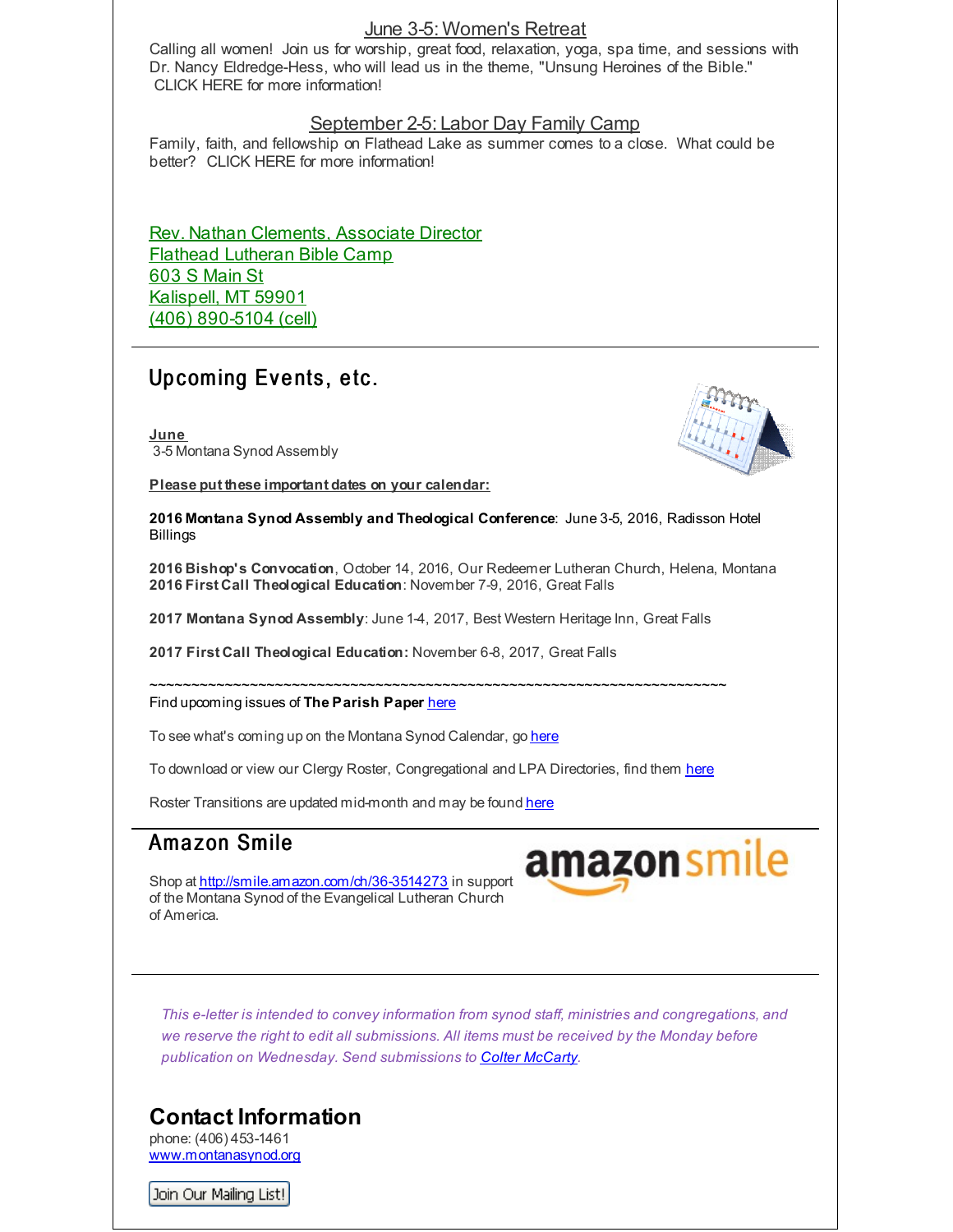June 3-5: Women's Retreat

Calling all women! Join us for worship, great food, relaxation, yoga, spa time, and sessions with Dr. Nancy Eldredge-Hess, who will lead us in the theme, "Unsung Heroines of the Bible." CLICK HERE for more information!

September 2-5: Labor Day Family Camp

Family, faith, and fellowship on Flathead Lake as summer comes to a close. What could be better? CLICK HERE for more information!

Rev. Nathan Clements, Associate Director
Flathead Lutheran Bible Camp
603 S Main St
Kalispell, MT 59901
(406) 890-5104 (cell)

---

## Upcoming Events, etc.

**June**
3-5 Montana Synod Assembly

**Please put these important dates on your calendar:**

**2016 Montana Synod Assembly and Theological Conference**: June 3-5, 2016, Radisson Hotel Billings

**2016 Bishop's Convocation**, October 14, 2016, Our Redeemer Lutheran Church, Helena, Montana
**2016 First Call Theological Education**: November 7-9, 2016, Great Falls

**2017 Montana Synod Assembly**: June 1-4, 2017, Best Western Heritage Inn, Great Falls

**2017 First Call Theological Education:** November 6-8, 2017, Great Falls

~~~~~~~~~~~~~~~~~~~~~~~~~~~~~~~~~~~~~~~~~~~~~~~~~~~~~~~~~~~~~~~~~~~~

Find upcoming issues of **The Parish Paper** here

To see what's coming up on the Montana Synod Calendar, go here

To download or view our Clergy Roster, Congregational and LPA Directories, find them here

Roster Transitions are updated mid-month and may be found here

---

## Amazon Smile

Shop at http://smile.amazon.com/ch/36-3514273 in support of the Montana Synod of the Evangelical Lutheran Church of America.

---

*This e-letter is intended to convey information from synod staff, ministries and congregations, and we reserve the right to edit all submissions. All items must be received by the Monday before publication on Wednesday. Send submissions to Colter McCarty.*

## Contact Information

phone: (406) 453-1461
www.montanasynod.org

Join Our Mailing List!